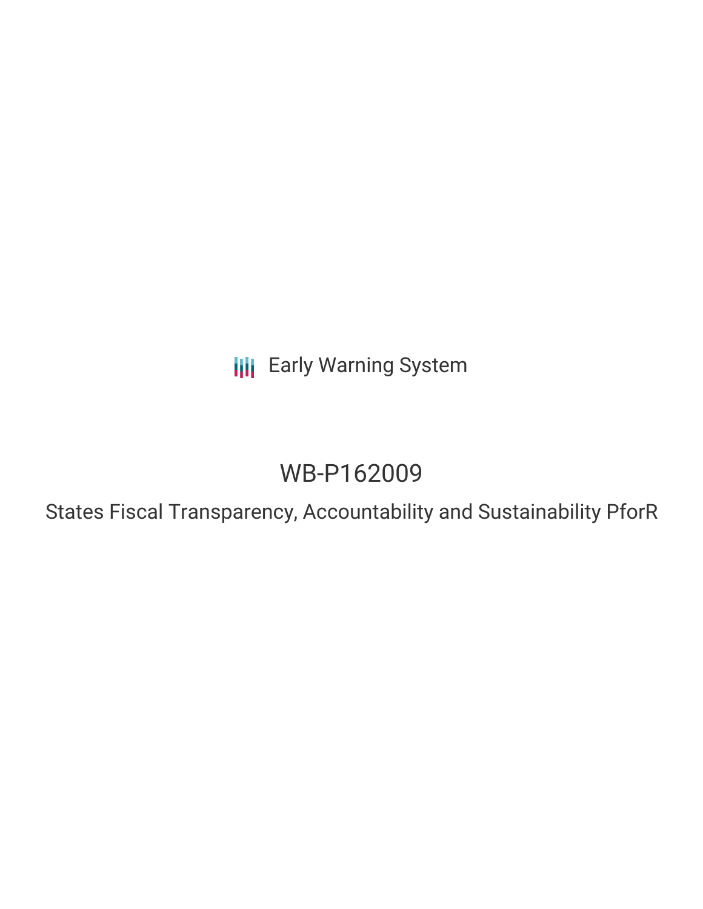Early Warning System

# WB-P162009

## States Fiscal Transparency, Accountability and Sustainability PforR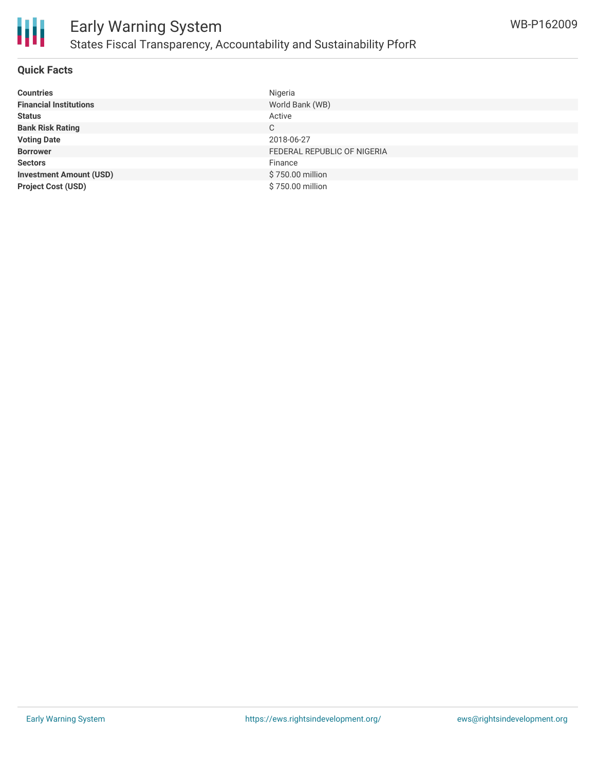## Quick Facts

| | |
|---|---|
| **Countries** | Nigeria |
| **Financial Institutions** | World Bank (WB) |
| **Status** | Active |
| **Bank Risk Rating** | C |
| **Voting Date** | 2018-06-27 |
| **Borrower** | FEDERAL REPUBLIC OF NIGERIA |
| **Sectors** | Finance |
| **Investment Amount (USD)** | $ 750.00 million |
| **Project Cost (USD)** | $ 750.00 million |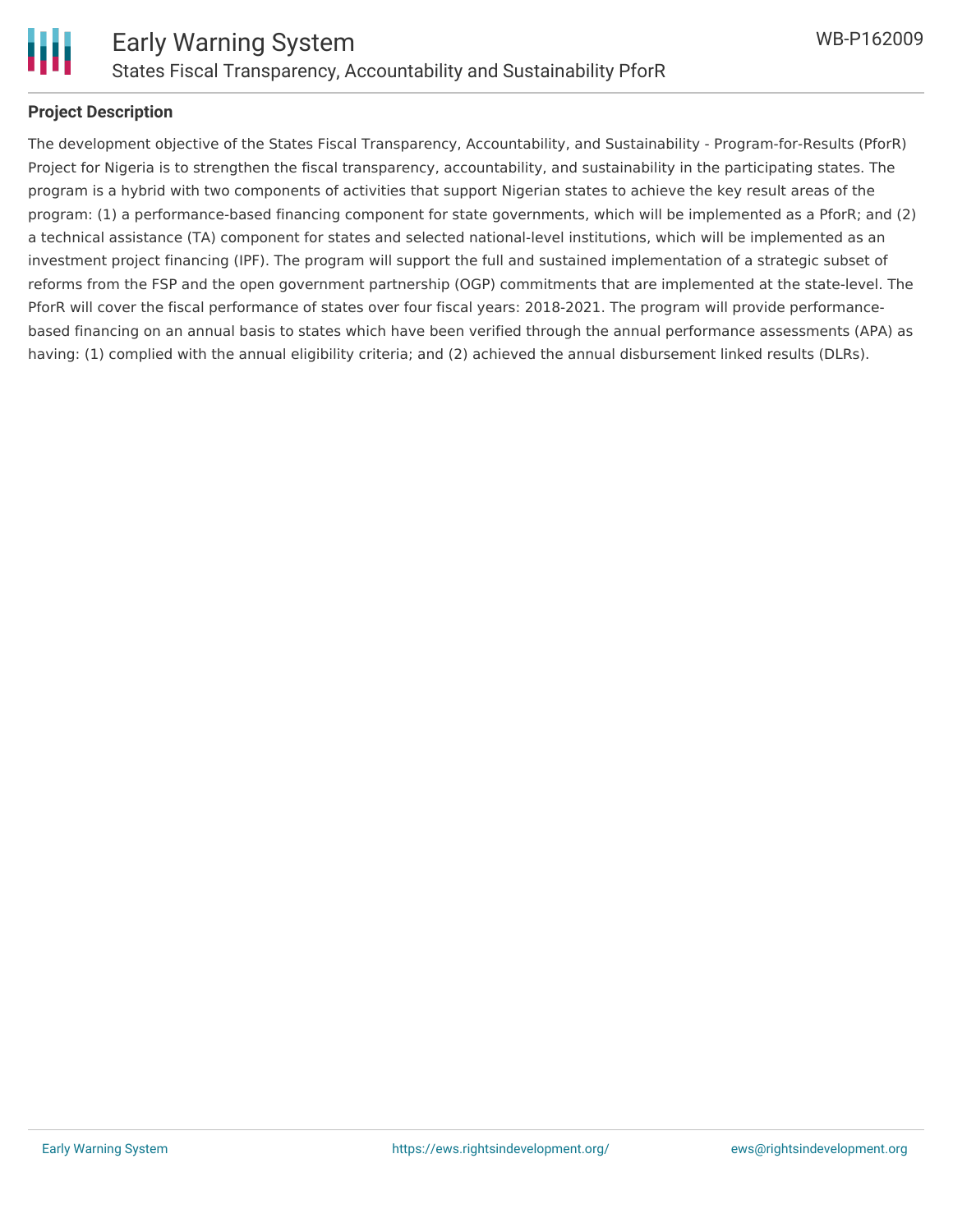## Project Description

The development objective of the States Fiscal Transparency, Accountability, and Sustainability - Program-for-Results (PforR) Project for Nigeria is to strengthen the fiscal transparency, accountability, and sustainability in the participating states. The program is a hybrid with two components of activities that support Nigerian states to achieve the key result areas of the program: (1) a performance-based financing component for state governments, which will be implemented as a PforR; and (2) a technical assistance (TA) component for states and selected national-level institutions, which will be implemented as an investment project financing (IPF). The program will support the full and sustained implementation of a strategic subset of reforms from the FSP and the open government partnership (OGP) commitments that are implemented at the state-level. The PforR will cover the fiscal performance of states over four fiscal years: 2018-2021. The program will provide performance-based financing on an annual basis to states which have been verified through the annual performance assessments (APA) as having: (1) complied with the annual eligibility criteria; and (2) achieved the annual disbursement linked results (DLRs).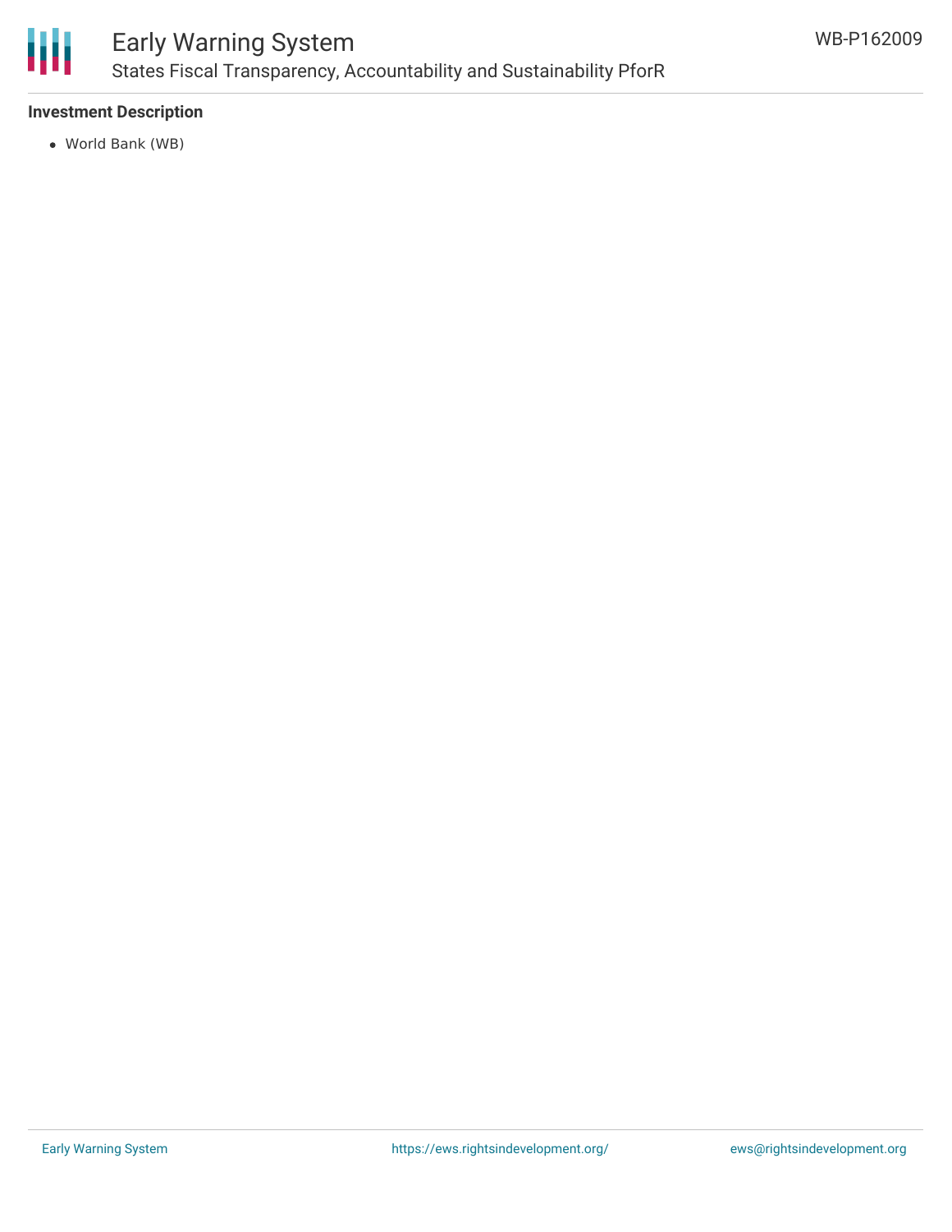### Investment Description

- World Bank (WB)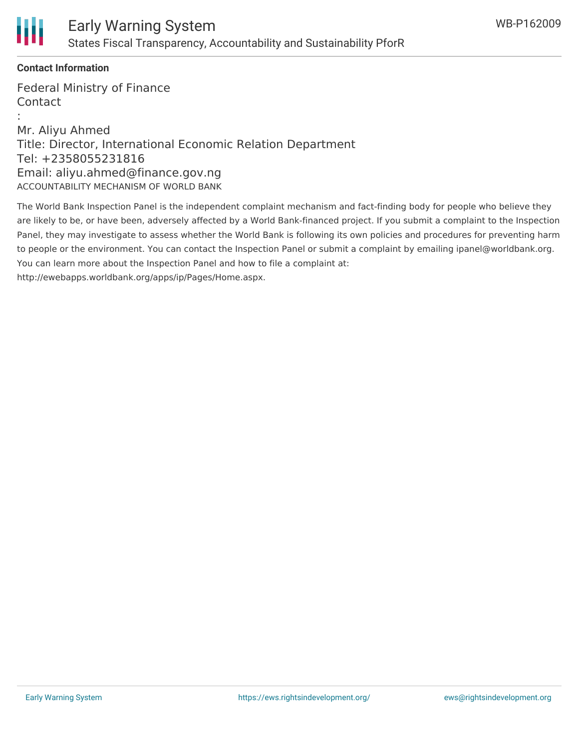**Contact Information**

Federal Ministry of Finance
Contact
:
Mr. Aliyu Ahmed
Title: Director, International Economic Relation Department
Tel: +2358055231816
Email: aliyu.ahmed@finance.gov.ng

ACCOUNTABILITY MECHANISM OF WORLD BANK

The World Bank Inspection Panel is the independent complaint mechanism and fact-finding body for people who believe they are likely to be, or have been, adversely affected by a World Bank-financed project. If you submit a complaint to the Inspection Panel, they may investigate to assess whether the World Bank is following its own policies and procedures for preventing harm to people or the environment. You can contact the Inspection Panel or submit a complaint by emailing ipanel@worldbank.org. You can learn more about the Inspection Panel and how to file a complaint at: http://ewebapps.worldbank.org/apps/ip/Pages/Home.aspx.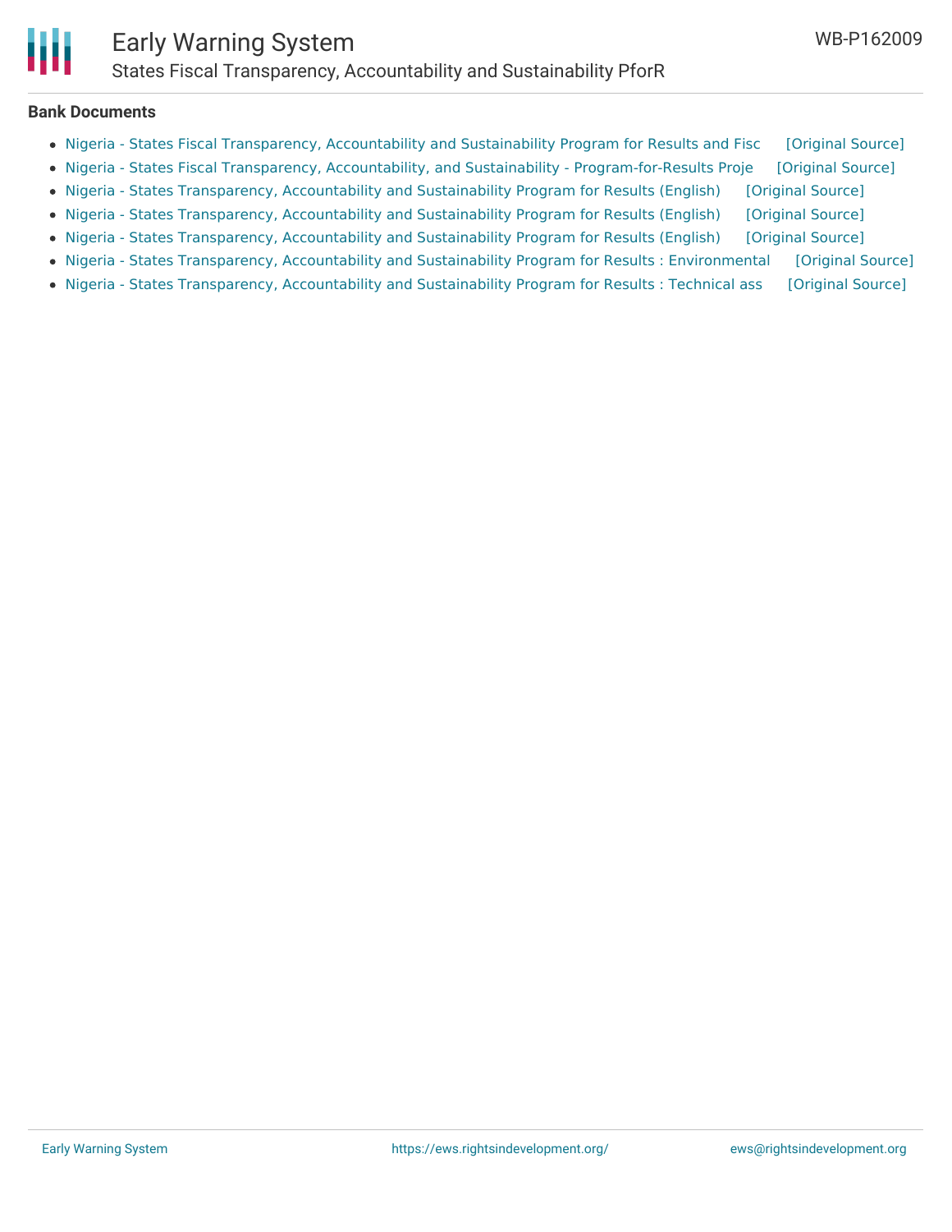## Bank Documents

- Nigeria - States Fiscal Transparency, Accountability and Sustainability Program for Results and Fisc [Original Source]
- Nigeria - States Fiscal Transparency, Accountability, and Sustainability - Program-for-Results Proje [Original Source]
- Nigeria - States Transparency, Accountability and Sustainability Program for Results (English) [Original Source]
- Nigeria - States Transparency, Accountability and Sustainability Program for Results (English) [Original Source]
- Nigeria - States Transparency, Accountability and Sustainability Program for Results (English) [Original Source]
- Nigeria - States Transparency, Accountability and Sustainability Program for Results : Environmental [Original Source]
- Nigeria - States Transparency, Accountability and Sustainability Program for Results : Technical ass [Original Source]